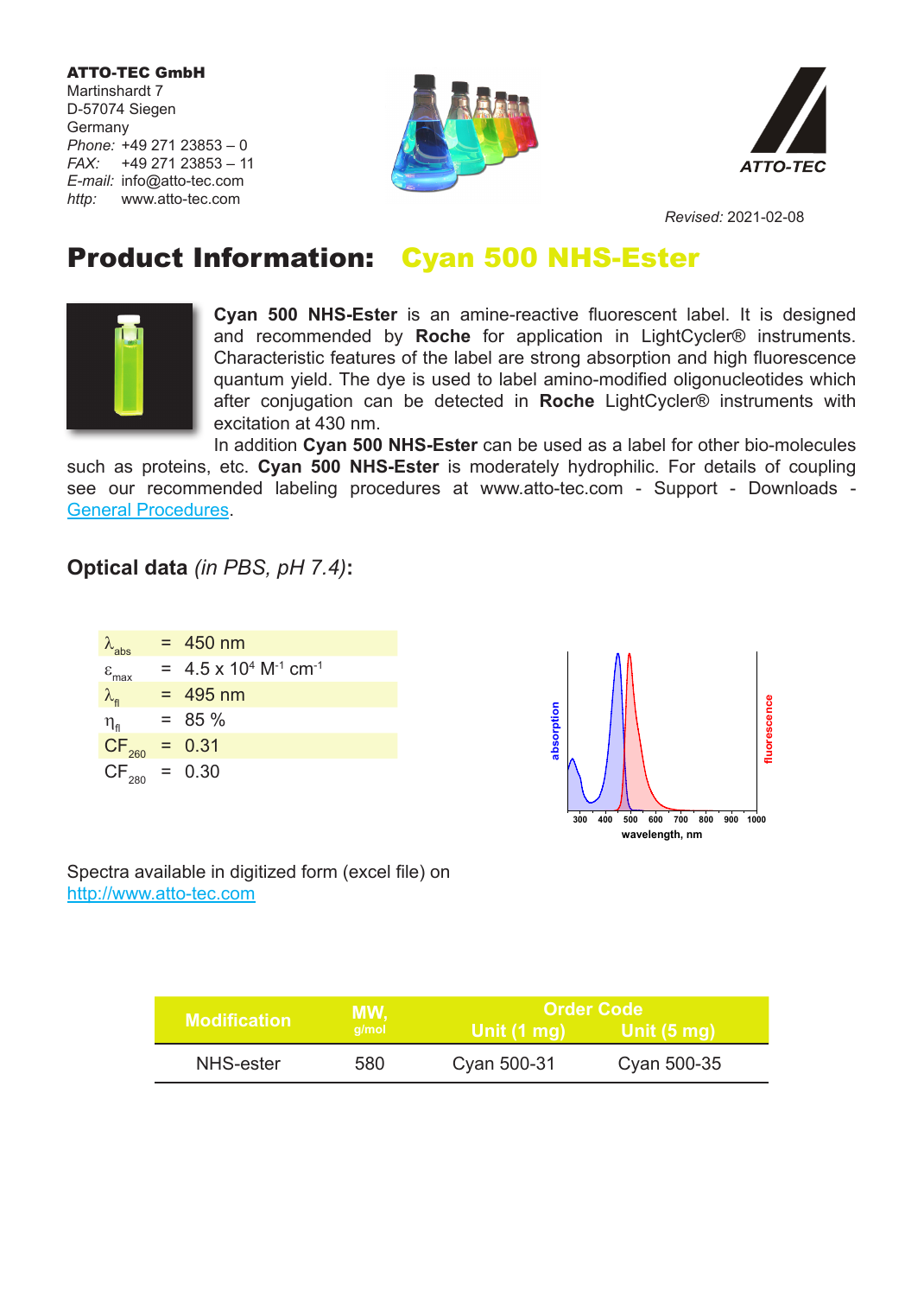**ATTO-TEC GmbH**
Martinshardt 7
D-57074 Siegen
Germany
*Phone:* +49 271 23853 – 0
*FAX:* +49 271 23853 – 11
*E-mail:* info@atto-tec.com
*http:* www.atto-tec.com

ATTO-TEC

*Revised:* 2021-02-08

# Product Information: Cyan 500 NHS-Ester

**Cyan 500 NHS-Ester** is an amine-reactive fluorescent label. It is designed and recommended by **Roche** for application in LightCycler® instruments. Characteristic features of the label are strong absorption and high fluorescence quantum yield. The dye is used to label amino-modified oligonucleotides which after conjugation can be detected in **Roche** LightCycler® instruments with excitation at 430 nm.

In addition **Cyan 500 NHS-Ester** can be used as a label for other bio-molecules such as proteins, etc. **Cyan 500 NHS-Ester** is moderately hydrophilic. For details of coupling see our recommended labeling procedures at www.atto-tec.com - Support - Downloads - General Procedures.

## Optical data *(in PBS, pH 7.4)*:

| | | |
|---|---|---|
| $\lambda_{abs}$ | = | 450 nm |
| $\varepsilon_{max}$ | = | $4.5 \times 10^4$ $M^{-1}$ $cm^{-1}$ |
| $\lambda_{fl}$ | = | 495 nm |
| $\eta_{fl}$ | = | 85 % |
| $CF_{260}$ | = | 0.31 |
| $CF_{280}$ | = | 0.30 |

Spectra available in digitized form (excel file) on http://www.atto-tec.com

| Modification | MW, g/mol | Order Code Unit (1 mg) | Order Code Unit (5 mg) |
|---|---|---|---|
| NHS-ester | 580 | Cyan 500-31 | Cyan 500-35 |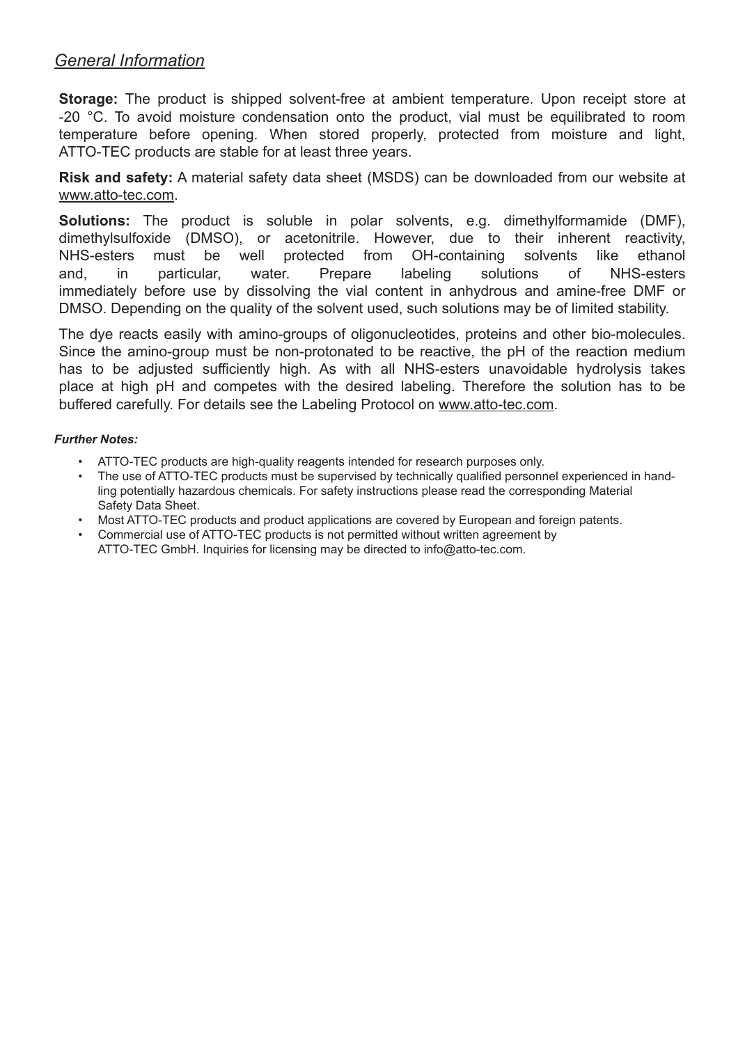## *General Information*

**Storage:** The product is shipped solvent-free at ambient temperature. Upon receipt store at -20 °C. To avoid moisture condensation onto the product, vial must be equilibrated to room temperature before opening. When stored properly, protected from moisture and light, ATTO-TEC products are stable for at least three years.

**Risk and safety:** A material safety data sheet (MSDS) can be downloaded from our website at www.atto-tec.com.

**Solutions:** The product is soluble in polar solvents, e.g. dimethylformamide (DMF), dimethylsulfoxide (DMSO), or acetonitrile. However, due to their inherent reactivity, NHS-esters must be well protected from OH-containing solvents like ethanol and, in particular, water. Prepare labeling solutions of NHS-esters immediately before use by dissolving the vial content in anhydrous and amine-free DMF or DMSO. Depending on the quality of the solvent used, such solutions may be of limited stability.

The dye reacts easily with amino-groups of oligonucleotides, proteins and other bio-molecules. Since the amino-group must be non-protonated to be reactive, the pH of the reaction medium has to be adjusted sufficiently high. As with all NHS-esters unavoidable hydrolysis takes place at high pH and competes with the desired labeling. Therefore the solution has to be buffered carefully. For details see the Labeling Protocol on www.atto-tec.com.

***Further Notes:***

- ATTO-TEC products are high-quality reagents intended for research purposes only.
- The use of ATTO-TEC products must be supervised by technically qualified personnel experienced in handling potentially hazardous chemicals. For safety instructions please read the corresponding Material Safety Data Sheet.
- Most ATTO-TEC products and product applications are covered by European and foreign patents.
- Commercial use of ATTO-TEC products is not permitted without written agreement by ATTO-TEC GmbH. Inquiries for licensing may be directed to info@atto-tec.com.